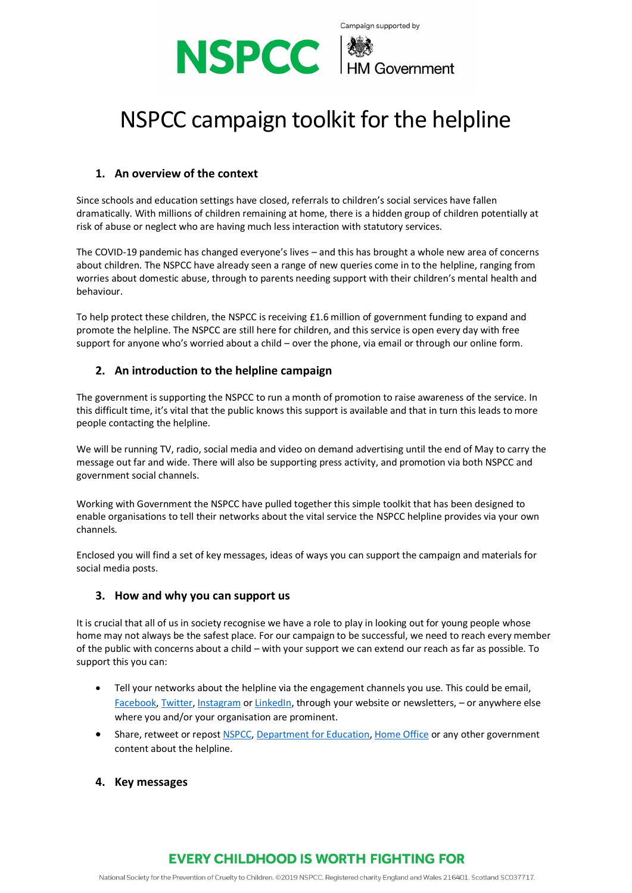NSPCC

Campaign supported by

HM Government

# NSPCC campaign toolkit for the helpline

## 1. An overview of the context

Since schools and education settings have closed, referrals to children's social services have fallen dramatically. With millions of children remaining at home, there is a hidden group of children potentially at risk of abuse or neglect who are having much less interaction with statutory services.

The COVID-19 pandemic has changed everyone's lives – and this has brought a whole new area of concerns about children. The NSPCC have already seen a range of new queries come in to the helpline, ranging from worries about domestic abuse, through to parents needing support with their children's mental health and behaviour.

To help protect these children, the NSPCC is receiving £1.6 million of government funding to expand and promote the helpline. The NSPCC are still here for children, and this service is open every day with free support for anyone who's worried about a child – over the phone, via email or through our online form.

## 2. An introduction to the helpline campaign

The government is supporting the NSPCC to run a month of promotion to raise awareness of the service. In this difficult time, it's vital that the public knows this support is available and that in turn this leads to more people contacting the helpline.

We will be running TV, radio, social media and video on demand advertising until the end of May to carry the message out far and wide. There will also be supporting press activity, and promotion via both NSPCC and government social channels.

Working with Government the NSPCC have pulled together this simple toolkit that has been designed to enable organisations to tell their networks about the vital service the NSPCC helpline provides via your own channels.

Enclosed you will find a set of key messages, ideas of ways you can support the campaign and materials for social media posts.

## 3. How and why you can support us

It is crucial that all of us in society recognise we have a role to play in looking out for young people whose home may not always be the safest place. For our campaign to be successful, we need to reach every member of the public with concerns about a child – with your support we can extend our reach as far as possible. To support this you can:

- Tell your networks about the helpline via the engagement channels you use. This could be email, Facebook, Twitter, Instagram or LinkedIn, through your website or newsletters, – or anywhere else where you and/or your organisation are prominent.
- Share, retweet or repost NSPCC, Department for Education, Home Office or any other government content about the helpline.

## 4. Key messages

EVERY CHILDHOOD IS WORTH FIGHTING FOR

National Society for the Prevention of Cruelty to Children. ©2019 NSPCC. Registered charity England and Wales 216401. Scotland SC037717.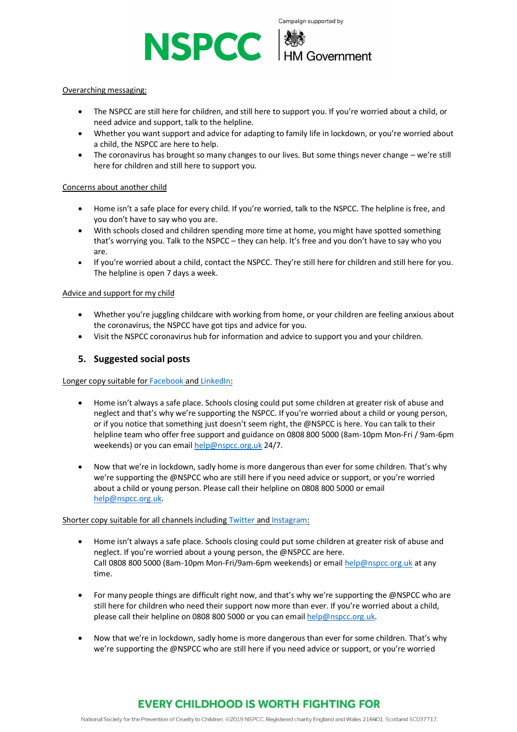Overarching messaging:

- The NSPCC are still here for children, and still here to support you. If you're worried about a child, or need advice and support, talk to the helpline.
- Whether you want support and advice for adapting to family life in lockdown, or you're worried about a child, the NSPCC are here to help.
- The coronavirus has brought so many changes to our lives. But some things never change – we're still here for children and still here to support you.

Concerns about another child

- Home isn't a safe place for every child. If you're worried, talk to the NSPCC. The helpline is free, and you don't have to say who you are.
- With schools closed and children spending more time at home, you might have spotted something that's worrying you. Talk to the NSPCC – they can help. It's free and you don't have to say who you are.
- If you're worried about a child, contact the NSPCC. They're still here for children and still here for you. The helpline is open 7 days a week.

Advice and support for my child

- Whether you're juggling childcare with working from home, or your children are feeling anxious about the coronavirus, the NSPCC have got tips and advice for you.
- Visit the NSPCC coronavirus hub for information and advice to support you and your children.

## 5. Suggested social posts

Longer copy suitable for Facebook and LinkedIn:

- Home isn't always a safe place. Schools closing could put some children at greater risk of abuse and neglect and that's why we're supporting the NSPCC. If you're worried about a child or young person, or if you notice that something just doesn't seem right, the @NSPCC is here. You can talk to their helpline team who offer free support and guidance on 0808 800 5000 (8am-10pm Mon-Fri / 9am-6pm weekends) or you can email help@nspcc.org.uk 24/7.

- Now that we're in lockdown, sadly home is more dangerous than ever for some children. That's why we're supporting the @NSPCC who are still here if you need advice or support, or you're worried about a child or young person. Please call their helpline on 0808 800 5000 or email help@nspcc.org.uk.

Shorter copy suitable for all channels including Twitter and Instagram:

- Home isn't always a safe place. Schools closing could put some children at greater risk of abuse and neglect. If you're worried about a young person, the @NSPCC are here. Call 0808 800 5000 (8am-10pm Mon-Fri/9am-6pm weekends) or email help@nspcc.org.uk at any time.

- For many people things are difficult right now, and that's why we're supporting the @NSPCC who are still here for children who need their support now more than ever. If you're worried about a child, please call their helpline on 0808 800 5000 or you can email help@nspcc.org.uk.

- Now that we're in lockdown, sadly home is more dangerous than ever for some children. That's why we're supporting the @NSPCC who are still here if you need advice or support, or you're worried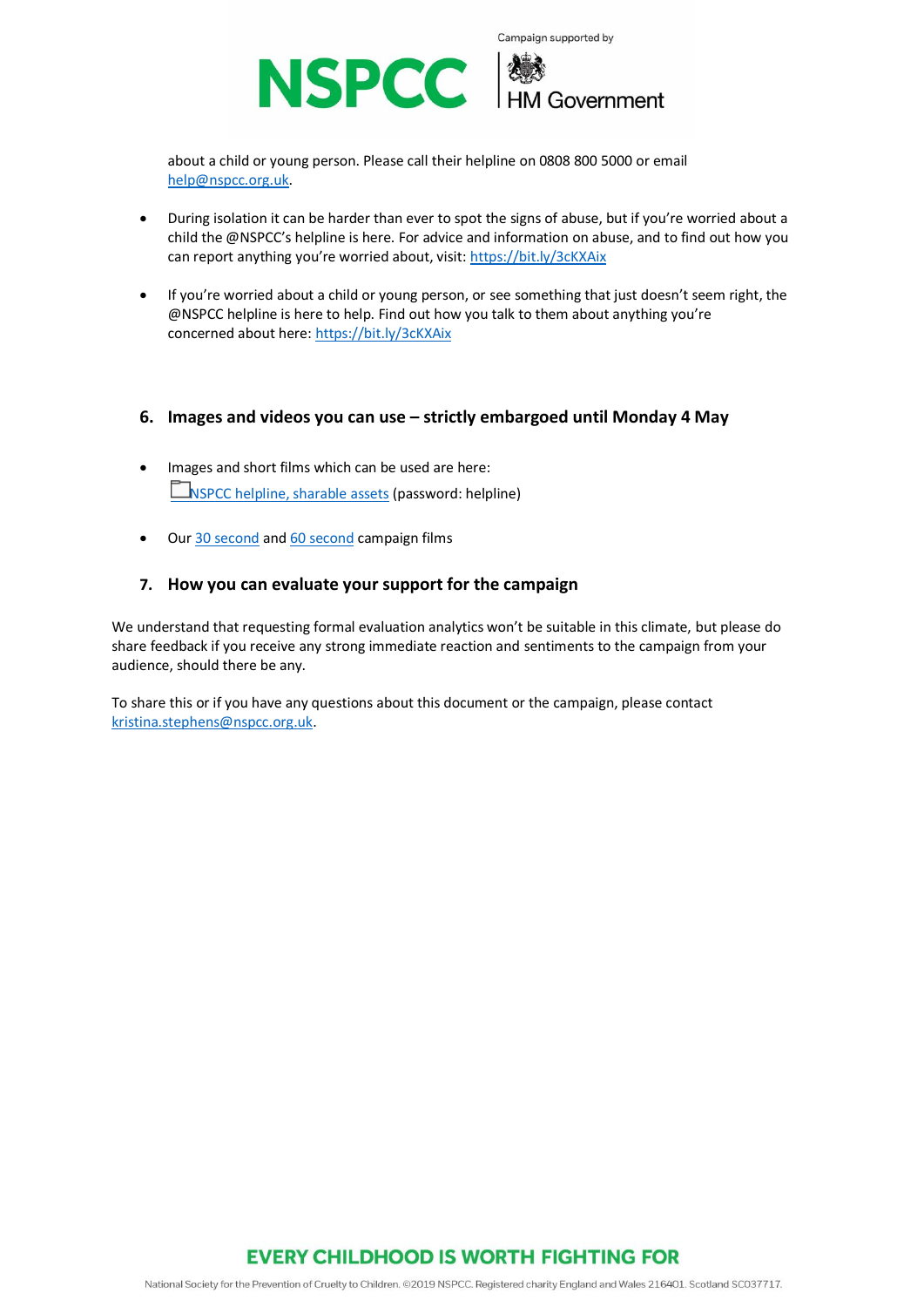about a child or young person. Please call their helpline on 0808 800 5000 or email help@nspcc.org.uk.

- During isolation it can be harder than ever to spot the signs of abuse, but if you're worried about a child the @NSPCC's helpline is here. For advice and information on abuse, and to find out how you can report anything you're worried about, visit: https://bit.ly/3cKXAix

- If you're worried about a child or young person, or see something that just doesn't seem right, the @NSPCC helpline is here to help. Find out how you talk to them about anything you're concerned about here: https://bit.ly/3cKXAix

## 6. Images and videos you can use – strictly embargoed until Monday 4 May

- Images and short films which can be used are here: NSPCC helpline, sharable assets (password: helpline)

- Our 30 second and 60 second campaign films

## 7. How you can evaluate your support for the campaign

We understand that requesting formal evaluation analytics won't be suitable in this climate, but please do share feedback if you receive any strong immediate reaction and sentiments to the campaign from your audience, should there be any.

To share this or if you have any questions about this document or the campaign, please contact kristina.stephens@nspcc.org.uk.